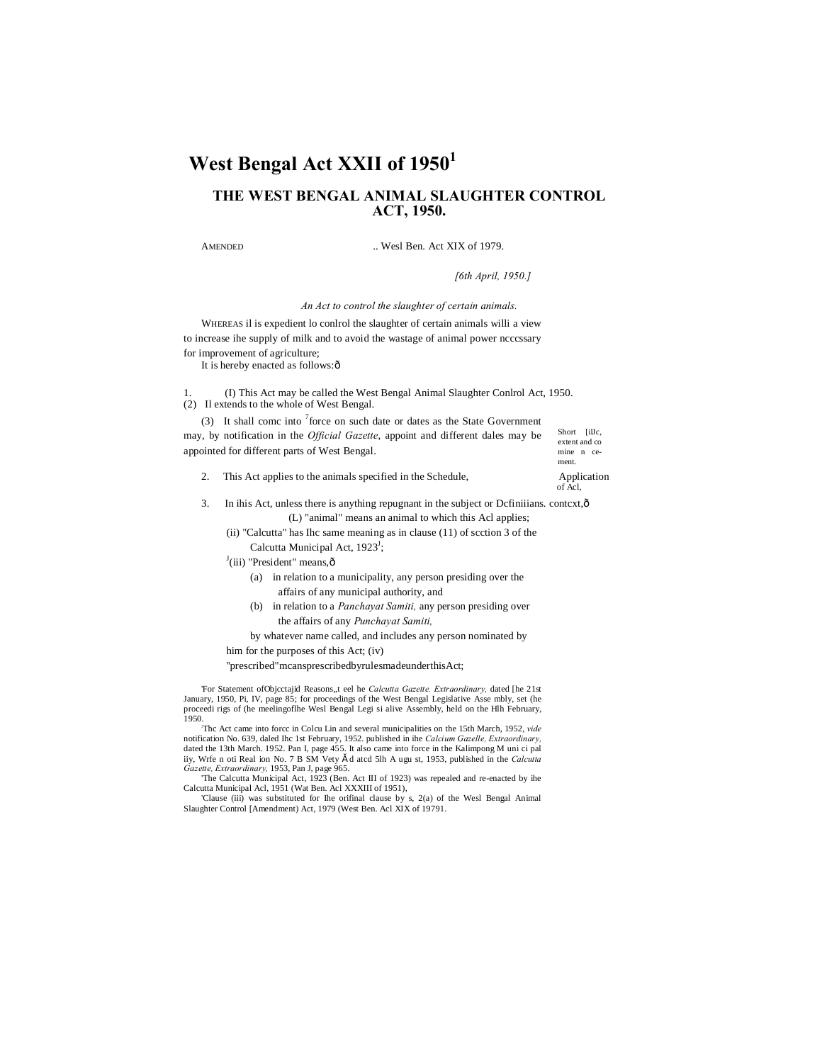# West Bengal Act XXII of 1950[1]

## THE WEST BENGAL ANIMAL SLAUGHTER CONTROL ACT, 1950.

AMENDED .. Wesl Ben. Act XIX of 1979.

*[6th April, 1950.]*

*An Act to control the slaughter of certain animals.*

WHEREAS il is expedient lo conlrol the slaughter of certain animals willi a view to increase ihe supply of milk and to avoid the wastage of animal power ncccssary for improvement of agriculture;

It is hereby enacted as follows:ð

Short [illc, extent and co mine n cement.

1. (I) This Act may be called the West Bengal Animal Slaughter Conlrol Act, 1950.

(2) Il extends to the whole of West Bengal.

(3) It shall comc into [2]force on such date or dates as the State Government may, by notification in the *Official Gazette*, appoint and different dales may be appointed for different parts of West Bengal.

Application of Acl,

2. This Act applies to the animals specified in the Schedule,

Dcfiniiians.

3. In ihis Act, unless there is anything repugnant in the subject or contcxt,ð

(L) "animal" means an animal to which this Acl applies;

(ii) "Calcutta" has Ihc same meaning as in clause (11) of scction 3 of the Calcutta Municipal Act, 1923[3];

[4](iii) "President" means,ð

(a) in relation to a municipality, any person presiding over the affairs of any municipal authority, and

(b) in relation to a *Panchayat Samiti,* any person presiding over the affairs of any *Punchayat Samiti,*

by whatever name called, and includes any person nominated by him for the purposes of this Act; (iv) "prescribed"mcansprescribedbyrulesmadeunderthisAct;

---

[1]For Statement ofObjcctajid Reasons,,t eel he *Calcutta Gazette. Extraordinary,* dated [he 21st January, 1950, Pi, IV, page 85; for proceedings of the West Bengal Legislative Asse mbly, set (he proceedi rigs of (he meelingoflhe Wesl Bengal Legi si alive Assembly, held on the Hlh February, 1950.

[2]Thc Act came into forcc in Colcu Lin and several municipalities on the 15th March, 1952, *vide* notification No. 639, daled Ihc 1st February, 1952. published in ihe *Calcium Gazelle, Extraordinary,* dated the 13th March. 1952. Pan I, page 455. It also came into force in the Kalimpong M uni ci pal iiy, Wrfe n oti Real ion No. 7 B SM Vety Ãd atcd 5lh A ugu st, 1953, published in the *Calcutta Gazette, Extraordinary,* 1953, Pan J, page 965.

[3]The Calcutta Municipal Act, 1923 (Ben. Act III of 1923) was repealed and re-enacted by ihe Calcutta Municipal Acl, 1951 (Wat Ben. Acl XXXIII of 1951),

[4]Clause (iii) was substituted for Ihe orifinal clause by s, 2(a) of the Wesl Bengal Animal Slaughter Control [Amendment) Act, 1979 (West Ben. Acl XIX of 19791.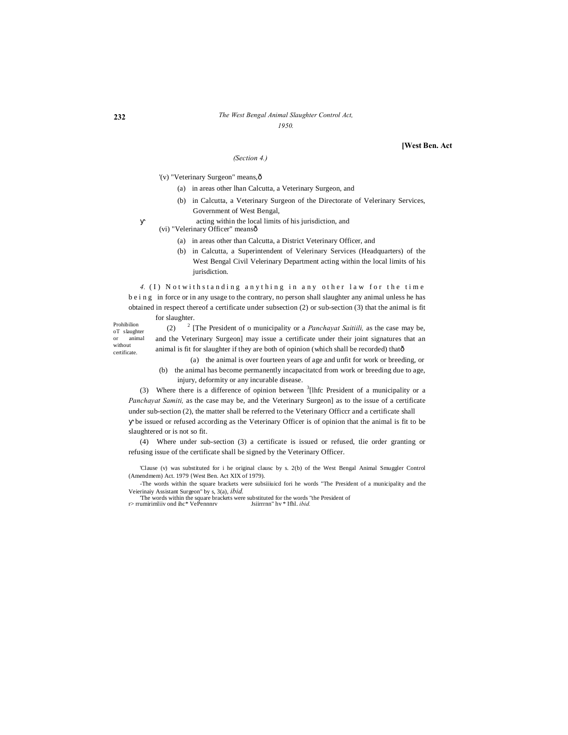[West Ben. Act

*(Section 4.)*

'(v) "Veterinary Surgeon" means,ð

(a) in areas other lhan Calcutta, a Veterinary Surgeon, and

(b) in Calcutta, a Veterinary Surgeon of the Directorate of Velerinary Services, Government of West Bengal,

acting within the local limits of his jurisdiction, and

(vi) "Velerinary Officer" meansð

(a) in areas other than Calcutta, a District Veterinary Officer, and

(b) in Calcutta, a Superintendent of Velerinary Services (Headquarters) of the West Bengal Civil Velerinary Department acting within the local limits of his jurisdiction.

Prohibilion oT slaughter or animal without certificate.

*4.* (I) Notwithstanding anything in any other law for the time being in force or in any usage to the contrary, no person shall slaughter any animal unless he has obtained in respect thereof a certificate under subsection (2) or sub-section (3) that the animal is fit for slaughter.

(2) [2] [The President of o municipality or a *Panchayat Saitiili,* as the case may be, and the Veterinary Surgeon] may issue a certificate under their joint signatures that an animal is fit for slaughter if they are both of opinion (which shall be recorded) thatð

(a) the animal is over fourteen years of age and unfit for work or breeding, or

(b) the animal has become permanently incapacitatcd from work or breeding due to age, injury, deformity or any incurable disease.

(3) Where there is a difference of opinion between [3][lhfc President of a municipality or a *Panchayat Samiti,* as the case may be, and the Veterinary Surgeon] as to the issue of a certificate under sub-section (2), the matter shall be referred to the Veterinary Officcr and a certificate shall be issued or refused according as the Veterinary Officer is of opinion that the animal is fit to be slaughtered or is not so fit.

(4) Where under sub-section (3) a certificate is issued or refused, tlie order granting or refusing issue of the certificate shall be signed by the Veterinary Officer.

'Clause (v) was substituted for i he original clausc by s. 2(b) of the West Bengal Animal Smuggler Control (Amendmem) Act. 1979 {West Ben. Act XIX of 1979).

-The words within the square brackets were subsiiiuicd fori he words "The President of a municipality and the Veierinaiy Assistant Surgeon" by s, 3(a), *ibid.*

'The words within the square brackets were substituted for the words "the President of r> rrumirimliiv ond ihc* VePennnrv Jsiirrrnn" hv * Ifhl. *ibid.*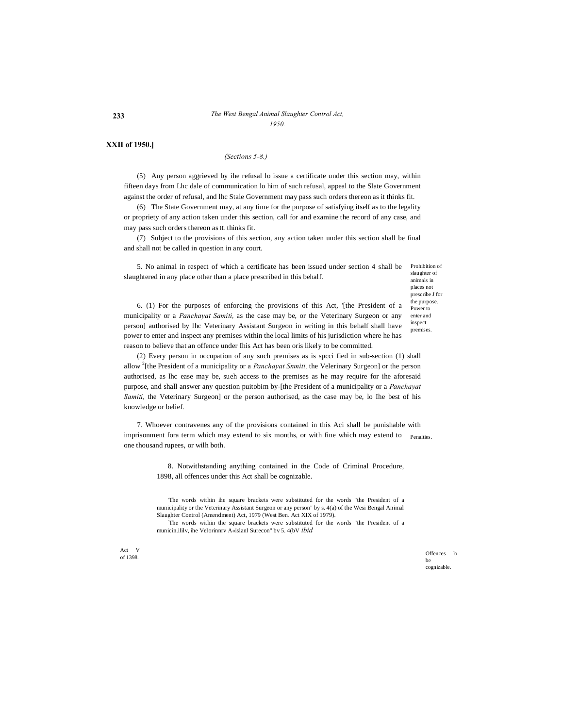XXII of 1950.]

*(Sections 5-8.)*

(5) Any person aggrieved by ihe refusal lo issue a certificate under this section may, within fifteen days from Lhc dale of communication lo him of such refusal, appeal to the Slate Government against the order of refusal, and lhc Stale Government may pass such orders thereon as it thinks fit.

(6) The State Government may, at any time for the purpose of satisfying itself as to the legality or propriety of any action taken under this section, call for and examine the record of any case, and may pass such orders thereon as iL thinks fit.

(7) Subject to the provisions of this section, any action taken under this section shall be final and shall not be called in question in any court.

Prohibition of slaughter of animals in places not prescribe J for the purpose.

5. No animal in respect of which a certificate has been issued under section 4 shall be slaughtered in any place other than a place prescribed in this behalf.

Power to enter and inspect premises.

6. (1) For the purposes of enforcing the provisions of this Act, '[the President of a municipality or a *Panchayat Samiti,* as the case may be, or the Veterinary Surgeon or any person] authorised by lhc Veterinary Assistant Surgeon in writing in this behalf shall have power to enter and inspect any premises within the local limits of his jurisdiction where he has reason to believe that an offence under Ihis Act has been oris likely to be committed.

(2) Every person in occupation of any such premises as is spcci fied in sub-section (1) shall allow [2][the President of a municipality or a *Panchayat Snmiti,* the Velerinary Surgeon] or the person authorised, as lhc ease may be, sueh access to the premises as he may require for ihe aforesaid purpose, and shall answer any question puitobim by-[the President of a municipality or a *Panchayat Samiti,* the Veterinary Surgeon] or the person authorised, as the case may be, lo Ihe best of his knowledge or belief.

Penalties.

7. Whoever contravenes any of the provisions contained in this Aci shall be punishable with imprisonment fora term which may extend to six months, or with fine which may extend to one thousand rupees, or wilh both.

Offences lo be cognizable.

8. Notwithstanding anything contained in the Code of Criminal Procedure, 1898, all offences under this Act shall be cognizable.

Act V of 1398.

'The words within ihe square brackets were substituted for the words "the President of a municipality or the Veterinary Assistant Surgeon or any person" by s. 4(a) of the Wesi Bengal Animal Slaughter Control (Amendment) Act, 1979 (West Ben. Act XIX of 1979).

[2]The words within the square brackets were substituted for the words "the President of a municin.ililv, ihe Velorinnrv A«islanl Surecon" bv 5. 4(bV *ibid*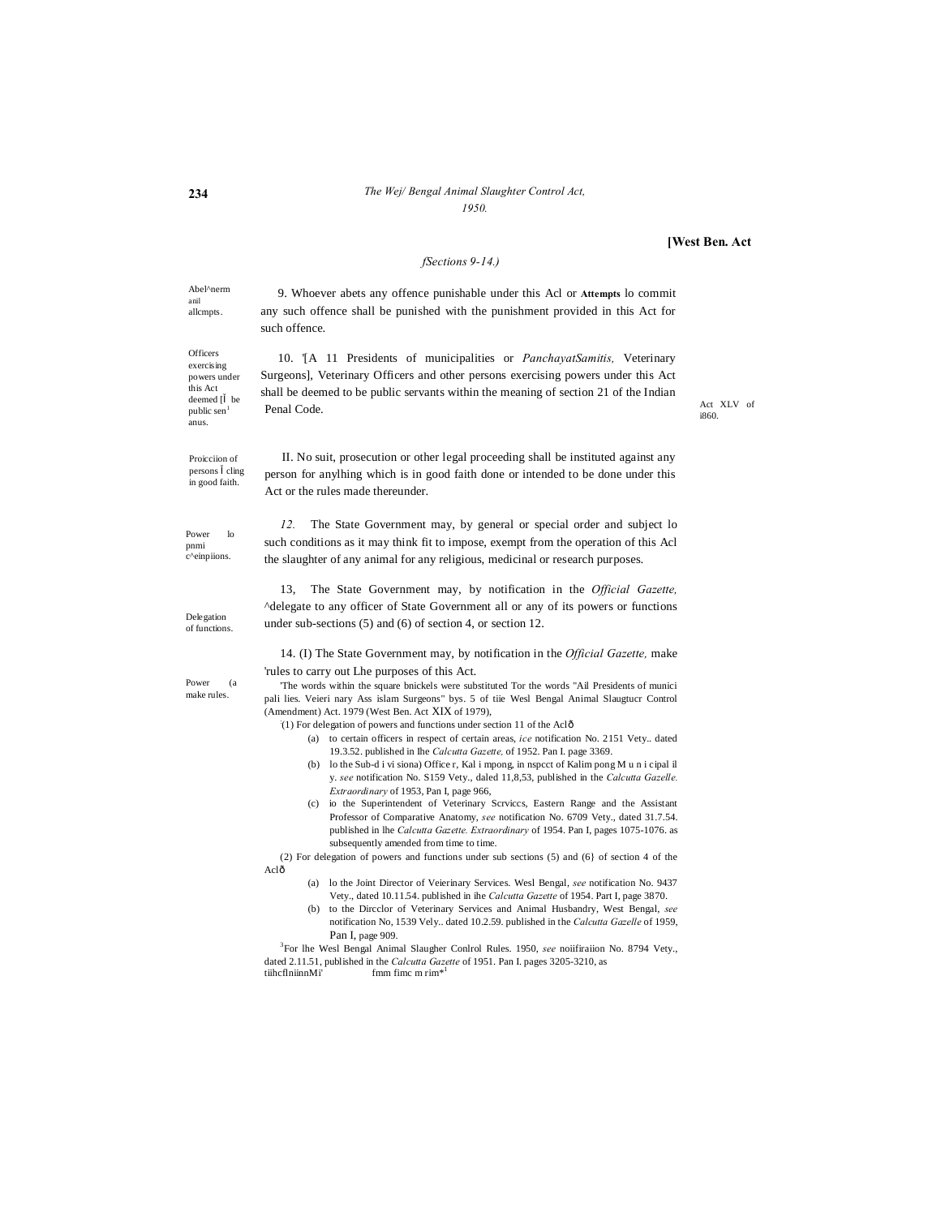[West Ben. Act

*(Sections 9-14.)*

Abel^nerm anil allcmpts.

9. Whoever abets any offence punishable under this Acl or **Attempts** lo commit any such offence shall be punished with the punishment provided in this Act for such offence.

Officers exercising powers under this Act deemed [Ï be public sen[1] anus.

10. '[A 11 Presidents of municipalities or *PanchayatSamitis,* Veterinary Surgeons], Veterinary Officers and other persons exercising powers under this Act shall be deemed to be public servants within the meaning of section 21 of the Indian Penal Code.

Act XLV of i860.

Proicciion of persons Ï cling in good faith.

II. No suit, prosecution or other legal proceeding shall be instituted against any person for anylhing which is in good faith done or intended to be done under this Act or the rules made thereunder.

Power lo pnmi c^einpiions.

*12.* The State Government may, by general or special order and subject lo such conditions as it may think fit to impose, exempt from the operation of this Acl the slaughter of any animal for any religious, medicinal or research purposes.

Delegation of functions.

13, The State Government may, by notification in the *Official Gazette,* ^delegate to any officer of State Government all or any of its powers or functions under sub-sections (5) and (6) of section 4, or section 12.

Power (a make rules.

14. (I) The State Government may, by notification in the *Official Gazette,* make 'rules to carry out Lhe purposes of this Act.

'The words within the square bnickels were substituted Tor the words "Ail Presidents of munici pali lies. Veieri nary Ass islam Surgeons" bys. 5 of tiie Wesl Bengal Animal Slaugtucr Control (Amendment) Act. 1979 (West Ben. Act XIX of 1979),

:(1) For delegation of powers and functions under section 11 of the Aclð

(a) to certain officers in respect of certain areas, *ice* notification No. 2151 Vety.. dated 19.3.52. published in Ihe *Calcutta Gazette,* of 1952. Pan I. page 3369.

(b) lo the Sub-d i vi siona) Office r, Kal i mpong, in nspcct of Kalim pong M u n i cipal il y. *see* notification No. S159 Vety., daled 11,8,53, published in the *Calcutta Gazelle. Extraordinary* of 1953, Pan I, page 966,

(c) io the Superintendent of Veterinary Scrviccs, Eastern Range and the Assistant Professor of Comparative Anatomy, *see* notification No. 6709 Vety., dated 31.7.54. published in lhe *Calcutta Gazette. Extraordinary* of 1954. Pan I, pages 1075-1076. as subsequently amended from time to time.

(2) For delegation of powers and functions under sub sections (5) and (6} of section 4 of the Aclð

(a) lo the Joint Director of Veierinary Services. Wesl Bengal, *see* notification No. 9437 Vety., dated 10.11.54. published in ihe *Calcutta Gazette* of 1954. Part I, page 3870.

(b) to the Dircclor of Veterinary Services and Animal Husbandry, West Bengal, *see* notification No, 1539 Vely.. dated 10.2.59. published in the *Calcutta Gazelle* of 1959, Pan I, page 909.

[3]For lhe Wesl Bengal Animal Slaugher Conlrol Rules. 1950, *see* noiifiraiion No. 8794 Vety., dated 2.11.51, published in the *Calcutta Gazette* of 1951. Pan I. pages 3205-3210, as tiihcflniinnMi' fmm fimc m rim*[1]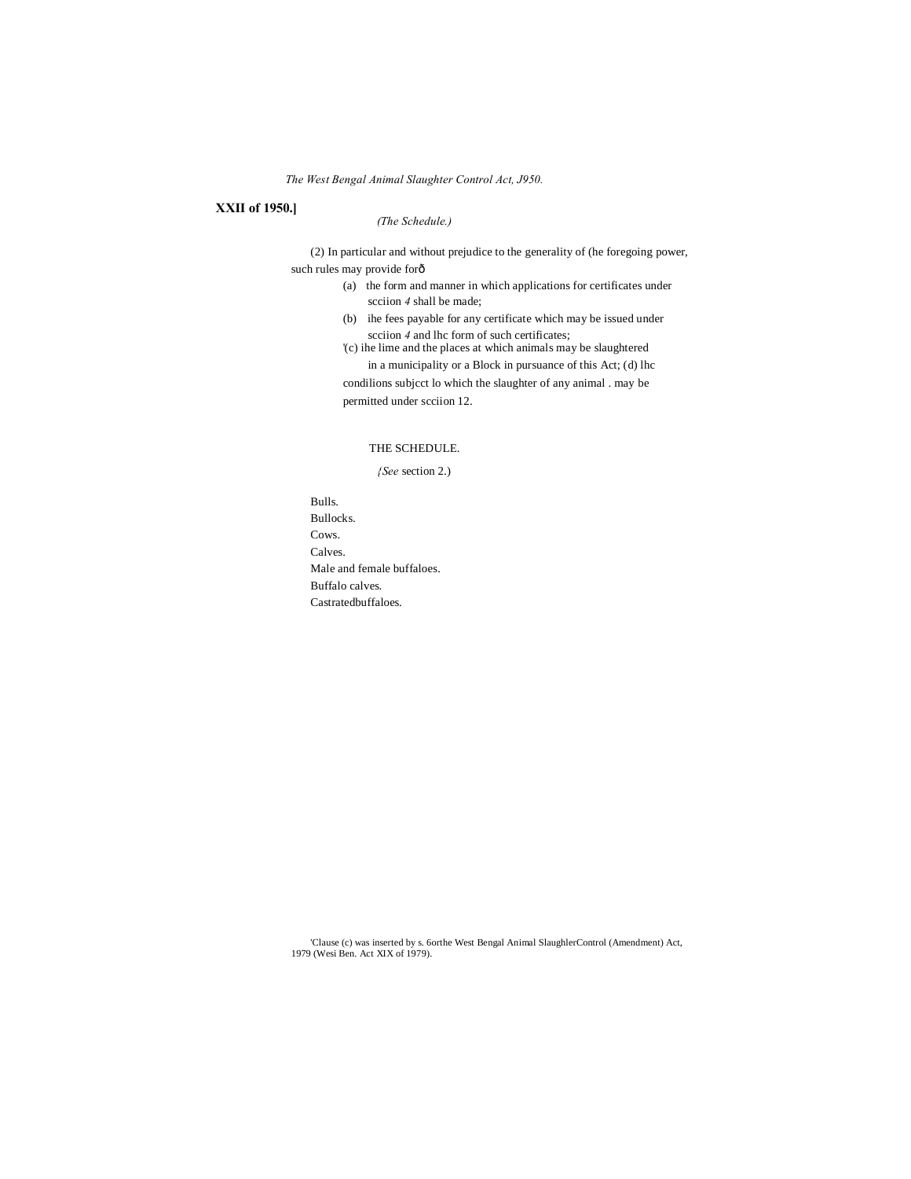(2) In particular and without prejudice to the generality of (he foregoing power, such rules may provide forð

(a) the form and manner in which applications for certificates under scciion *4* shall be made;

(b) ihe fees payable for any certificate which may be issued under scciion *4* and lhc form of such certificates;

[1](c) ihe lime and the places at which animals may be slaughtered in a municipality or a Block in pursuance of this Act; (d) lhc condilions subjcct lo which the slaughter of any animal . may be permitted under scciion 12.

## THE SCHEDULE.

*{See* section 2.)

Bulls.
Bullocks.
Cows.
Calves.
Male and female buffaloes.
Buffalo calves.
Castratedbuffaloes.

[1]Clause (c) was inserted by s. 6orthe West Bengal Animal SlaughlerControl (Amendment) Act, 1979 (Wesi Ben. Act XIX of 1979).